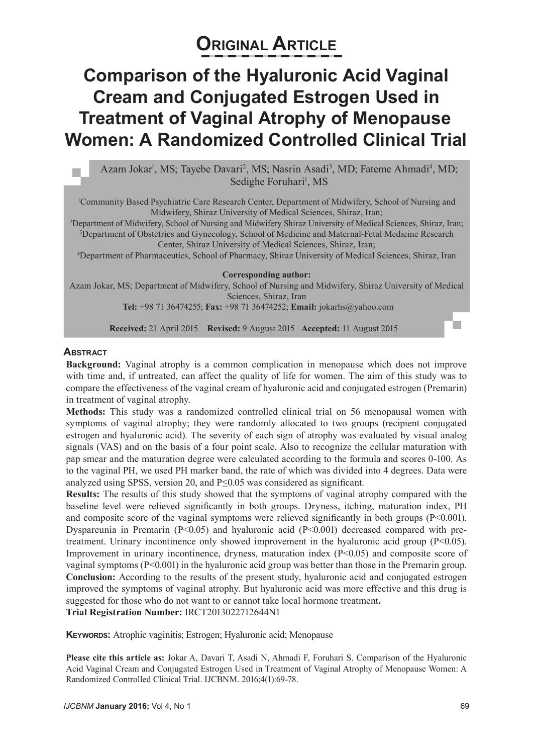# Original Article

# Comparison of the Hyaluronic Acid Vaginal Cream and Conjugated Estrogen Used in Treatment of Vaginal Atrophy of Menopause Women: A Randomized Controlled Clinical Trial

Azam Jokar[1], MS; Tayebe Davari[2], MS; Nasrin Asadi[3], MD; Fateme Ahmadi[4], MD; Sedighe Foruhari[1], MS

[1]Community Based Psychiatric Care Research Center, Department of Midwifery, School of Nursing and Midwifery, Shiraz University of Medical Sciences, Shiraz, Iran;
[2]Department of Midwifery, School of Nursing and Midwifery Shiraz University of Medical Sciences, Shiraz, Iran;
[3]Department of Obstetrics and Gynecology, School of Medicine and Maternal-Fetal Medicine Research Center, Shiraz University of Medical Sciences, Shiraz, Iran;
[4]Department of Pharmaceutics, School of Pharmacy, Shiraz University of Medical Sciences, Shiraz, Iran

**Corresponding author:**
Azam Jokar, MS; Department of Midwifery, School of Nursing and Midwifery, Shiraz University of Medical Sciences, Shiraz, Iran
**Tel:** +98 71 36474255; **Fax:** +98 71 36474252; **Email:** jokarhs@yahoo.com

**Received:** 21 April 2015 **Revised:** 9 August 2015 **Accepted:** 11 August 2015

## Abstract

**Background:** Vaginal atrophy is a common complication in menopause which does not improve with time and, if untreated, can affect the quality of life for women. The aim of this study was to compare the effectiveness of the vaginal cream of hyaluronic acid and conjugated estrogen (Premarin) in treatment of vaginal atrophy.

**Methods:** This study was a randomized controlled clinical trial on 56 menopausal women with symptoms of vaginal atrophy; they were randomly allocated to two groups (recipient conjugated estrogen and hyaluronic acid). The severity of each sign of atrophy was evaluated by visual analog signals (VAS) and on the basis of a four point scale. Also to recognize the cellular maturation with pap smear and the maturation degree were calculated according to the formula and scores 0-100. As to the vaginal PH, we used PH marker band, the rate of which was divided into 4 degrees. Data were analyzed using SPSS, version 20, and $P \leq 0.05$ was considered as significant.

**Results:** The results of this study showed that the symptoms of vaginal atrophy compared with the baseline level were relieved significantly in both groups. Dryness, itching, maturation index, PH and composite score of the vaginal symptoms were relieved significantly in both groups ($P<0.001$). Dyspareunia in Premarin ($P<0.05$) and hyaluronic acid ($P<0.001$) decreased compared with pre-treatment. Urinary incontinence only showed improvement in the hyaluronic acid group ($P<0.05$). Improvement in urinary incontinence, dryness, maturation index ($P<0.05$) and composite score of vaginal symptoms ($P<0.001$) in the hyaluronic acid group was better than those in the Premarin group.

**Conclusion:** According to the results of the present study, hyaluronic acid and conjugated estrogen improved the symptoms of vaginal atrophy. But hyaluronic acid was more effective and this drug is suggested for those who do not want to or cannot take local hormone treatment.

**Trial Registration Number:** IRCT2013022712644N1

**Keywords:** Atrophic vaginitis; Estrogen; Hyaluronic acid; Menopause

**Please cite this article as:** Jokar A, Davari T, Asadi N, Ahmadi F, Foruhari S. Comparison of the Hyaluronic Acid Vaginal Cream and Conjugated Estrogen Used in Treatment of Vaginal Atrophy of Menopause Women: A Randomized Controlled Clinical Trial. IJCBNM. 2016;4(1):69-78.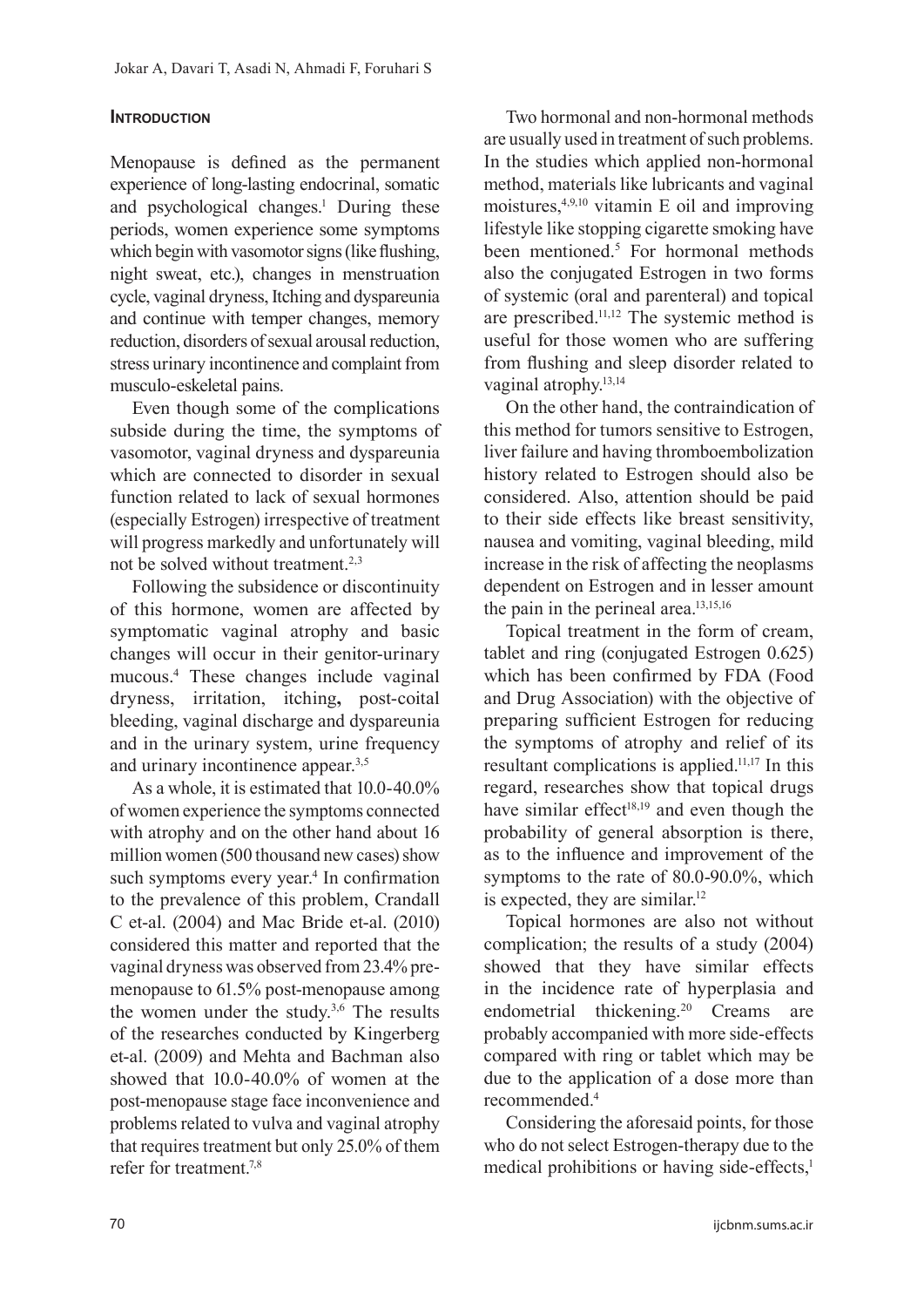## Introduction

Menopause is defined as the permanent experience of long-lasting endocrinal, somatic and psychological changes.[1] During these periods, women experience some symptoms which begin with vasomotor signs (like flushing, night sweat, etc.), changes in menstruation cycle, vaginal dryness, Itching and dyspareunia and continue with temper changes, memory reduction, disorders of sexual arousal reduction, stress urinary incontinence and complaint from musculo-eskeletal pains.

Even though some of the complications subside during the time, the symptoms of vasomotor, vaginal dryness and dyspareunia which are connected to disorder in sexual function related to lack of sexual hormones (especially Estrogen) irrespective of treatment will progress markedly and unfortunately will not be solved without treatment.[2,3]

Following the subsidence or discontinuity of this hormone, women are affected by symptomatic vaginal atrophy and basic changes will occur in their genitor-urinary mucous.[4] These changes include vaginal dryness, irritation, itching**,** post-coital bleeding, vaginal discharge and dyspareunia and in the urinary system, urine frequency and urinary incontinence appear.[3,5]

As a whole, it is estimated that 10.0-40.0% of women experience the symptoms connected with atrophy and on the other hand about 16 million women (500 thousand new cases) show such symptoms every year.[4] In confirmation to the prevalence of this problem, Crandall C et-al. (2004) and Mac Bride et-al. (2010) considered this matter and reported that the vaginal dryness was observed from 23.4% pre-menopause to 61.5% post-menopause among the women under the study.[3,6] The results of the researches conducted by Kingerberg et-al. (2009) and Mehta and Bachman also showed that 10.0-40.0% of women at the post-menopause stage face inconvenience and problems related to vulva and vaginal atrophy that requires treatment but only 25.0% of them refer for treatment.[7,8]

Two hormonal and non-hormonal methods are usually used in treatment of such problems. In the studies which applied non-hormonal method, materials like lubricants and vaginal moistures,[4,9,10] vitamin E oil and improving lifestyle like stopping cigarette smoking have been mentioned.[5] For hormonal methods also the conjugated Estrogen in two forms of systemic (oral and parenteral) and topical are prescribed.[11,12] The systemic method is useful for those women who are suffering from flushing and sleep disorder related to vaginal atrophy.[13,14]

On the other hand, the contraindication of this method for tumors sensitive to Estrogen, liver failure and having thromboembolization history related to Estrogen should also be considered. Also, attention should be paid to their side effects like breast sensitivity, nausea and vomiting, vaginal bleeding, mild increase in the risk of affecting the neoplasms dependent on Estrogen and in lesser amount the pain in the perineal area.[13,15,16]

Topical treatment in the form of cream, tablet and ring (conjugated Estrogen 0.625) which has been confirmed by FDA (Food and Drug Association) with the objective of preparing sufficient Estrogen for reducing the symptoms of atrophy and relief of its resultant complications is applied.[11,17] In this regard, researches show that topical drugs have similar effect[18,19] and even though the probability of general absorption is there, as to the influence and improvement of the symptoms to the rate of 80.0-90.0%, which is expected, they are similar.[12]

Topical hormones are also not without complication; the results of a study (2004) showed that they have similar effects in the incidence rate of hyperplasia and endometrial thickening.[20] Creams are probably accompanied with more side-effects compared with ring or tablet which may be due to the application of a dose more than recommended.[4]

Considering the aforesaid points, for those who do not select Estrogen-therapy due to the medical prohibitions or having side-effects,[1]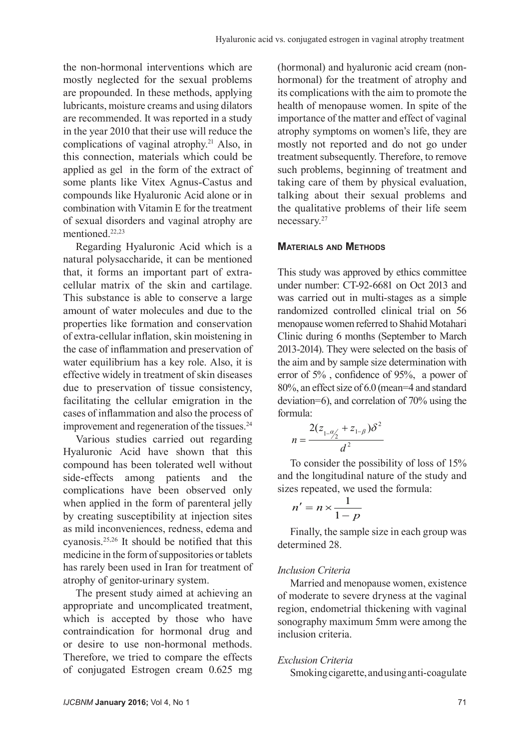the non-hormonal interventions which are mostly neglected for the sexual problems are propounded. In these methods, applying lubricants, moisture creams and using dilators are recommended. It was reported in a study in the year 2010 that their use will reduce the complications of vaginal atrophy.[21] Also, in this connection, materials which could be applied as gel in the form of the extract of some plants like Vitex Agnus-Castus and compounds like Hyaluronic Acid alone or in combination with Vitamin E for the treatment of sexual disorders and vaginal atrophy are mentioned.[22,23]

Regarding Hyaluronic Acid which is a natural polysaccharide, it can be mentioned that, it forms an important part of extra-cellular matrix of the skin and cartilage. This substance is able to conserve a large amount of water molecules and due to the properties like formation and conservation of extra-cellular inflation, skin moistening in the case of inflammation and preservation of water equilibrium has a key role. Also, it is effective widely in treatment of skin diseases due to preservation of tissue consistency, facilitating the cellular emigration in the cases of inflammation and also the process of improvement and regeneration of the tissues.[24]

Various studies carried out regarding Hyaluronic Acid have shown that this compound has been tolerated well without side-effects among patients and the complications have been observed only when applied in the form of parenteral jelly by creating susceptibility at injection sites as mild inconveniences, redness, edema and cyanosis.[25,26] It should be notified that this medicine in the form of suppositories or tablets has rarely been used in Iran for treatment of atrophy of genitor-urinary system.

The present study aimed at achieving an appropriate and uncomplicated treatment, which is accepted by those who have contraindication for hormonal drug and or desire to use non-hormonal methods. Therefore, we tried to compare the effects of conjugated Estrogen cream 0.625 mg (hormonal) and hyaluronic acid cream (non-hormonal) for the treatment of atrophy and its complications with the aim to promote the health of menopause women. In spite of the importance of the matter and effect of vaginal atrophy symptoms on women's life, they are mostly not reported and do not go under treatment subsequently. Therefore, to remove such problems, beginning of treatment and taking care of them by physical evaluation, talking about their sexual problems and the qualitative problems of their life seem necessary.[27]

## Materials and Methods

This study was approved by ethics committee under number: CT-92-6681 on Oct 2013 and was carried out in multi-stages as a simple randomized controlled clinical trial on 56 menopause women referred to Shahid Motahari Clinic during 6 months (September to March 2013-2014). They were selected on the basis of the aim and by sample size determination with error of 5% , confidence of 95%, a power of 80%, an effect size of 6.0 (mean=4 and standard deviation=6), and correlation of 70% using the formula:

$$n = \frac{2(z_{1-\alpha/2} + z_{1-\beta})\delta^2}{d^2}$$

To consider the possibility of loss of 15% and the longitudinal nature of the study and sizes repeated, we used the formula:

$$n' = n \times \frac{1}{1-p}$$

Finally, the sample size in each group was determined 28.

### *Inclusion Criteria*

Married and menopause women, existence of moderate to severe dryness at the vaginal region, endometrial thickening with vaginal sonography maximum 5mm were among the inclusion criteria.

### *Exclusion Criteria*

Smoking cigarette, and using anti-coagulate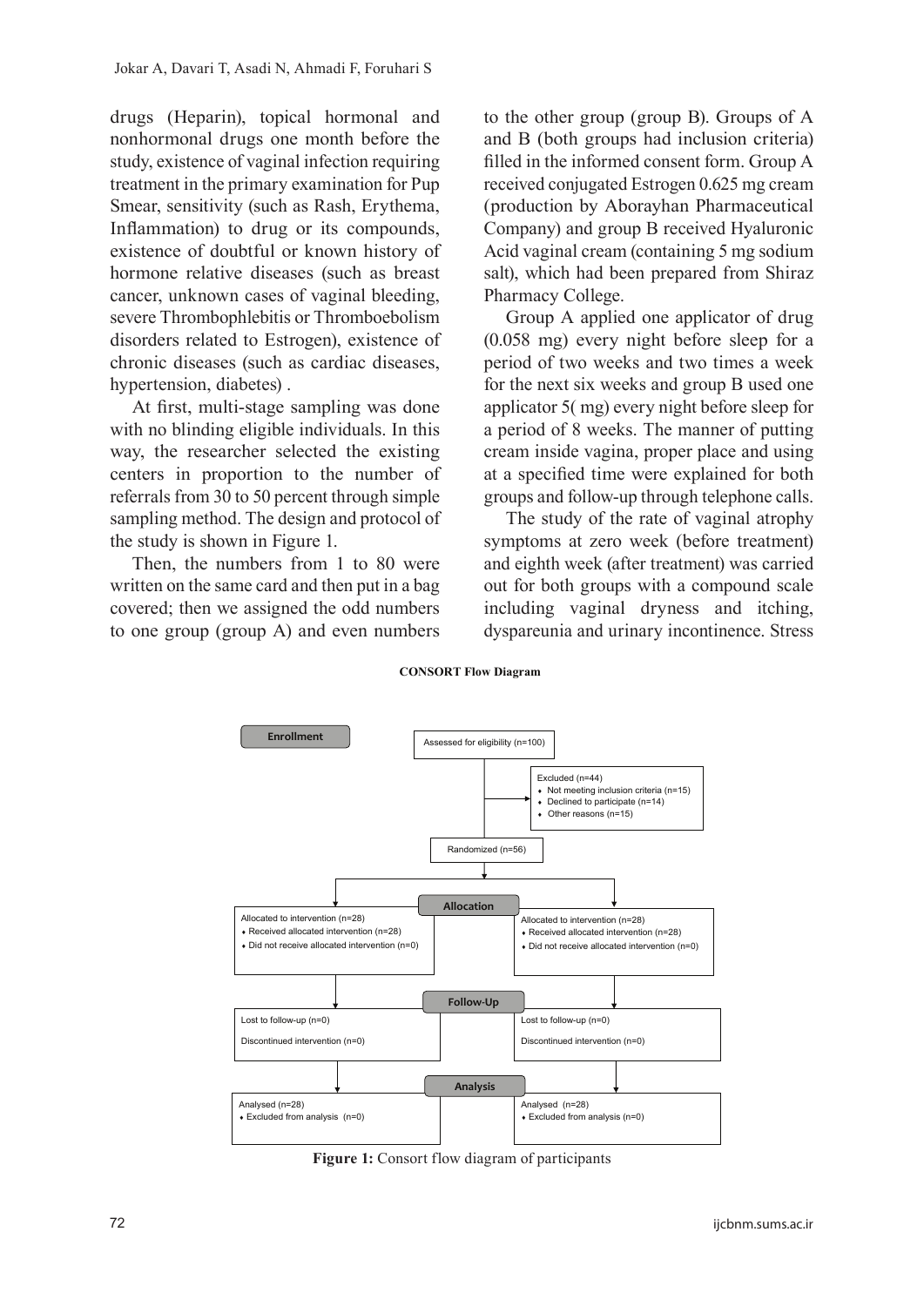drugs (Heparin), topical hormonal and nonhormonal drugs one month before the study, existence of vaginal infection requiring treatment in the primary examination for Pup Smear, sensitivity (such as Rash, Erythema, Inflammation) to drug or its compounds, existence of doubtful or known history of hormone relative diseases (such as breast cancer, unknown cases of vaginal bleeding, severe Thrombophlebitis or Thromboebolism disorders related to Estrogen), existence of chronic diseases (such as cardiac diseases, hypertension, diabetes) .

At first, multi-stage sampling was done with no blinding eligible individuals. In this way, the researcher selected the existing centers in proportion to the number of referrals from 30 to 50 percent through simple sampling method. The design and protocol of the study is shown in Figure 1.

Then, the numbers from 1 to 80 were written on the same card and then put in a bag covered; then we assigned the odd numbers to one group (group A) and even numbers to the other group (group B). Groups of A and B (both groups had inclusion criteria) filled in the informed consent form. Group A received conjugated Estrogen 0.625 mg cream (production by Aborayhan Pharmaceutical Company) and group B received Hyaluronic Acid vaginal cream (containing 5 mg sodium salt), which had been prepared from Shiraz Pharmacy College.

Group A applied one applicator of drug (0.058 mg) every night before sleep for a period of two weeks and two times a week for the next six weeks and group B used one applicator 5( mg) every night before sleep for a period of 8 weeks. The manner of putting cream inside vagina, proper place and using at a specified time were explained for both groups and follow-up through telephone calls.

The study of the rate of vaginal atrophy symptoms at zero week (before treatment) and eighth week (after treatment) was carried out for both groups with a compound scale including vaginal dryness and itching, dyspareunia and urinary incontinence. Stress

**CONSORT Flow Diagram**

**Enrollment**

Assessed for eligibility (n=100)

Excluded (n=44)
- Not meeting inclusion criteria (n=15)
- Declined to participate (n=14)
- Other reasons (n=15)

Randomized (n=56)

**Allocation**

| Allocated to intervention (n=28) | Allocated to intervention (n=28) |
|---|---|
| Received allocated intervention (n=28) | Received allocated intervention (n=28) |
| Did not receive allocated intervention (n=0) | Did not receive allocated intervention (n=0) |

**Follow-Up**

| Lost to follow-up (n=0) | Lost to follow-up (n=0) |
|---|---|
| Discontinued intervention (n=0) | Discontinued intervention (n=0) |

**Analysis**

| Analysed (n=28) | Analysed (n=28) |
|---|---|
| Excluded from analysis (n=0) | Excluded from analysis (n=0) |

**Figure 1:** Consort flow diagram of participants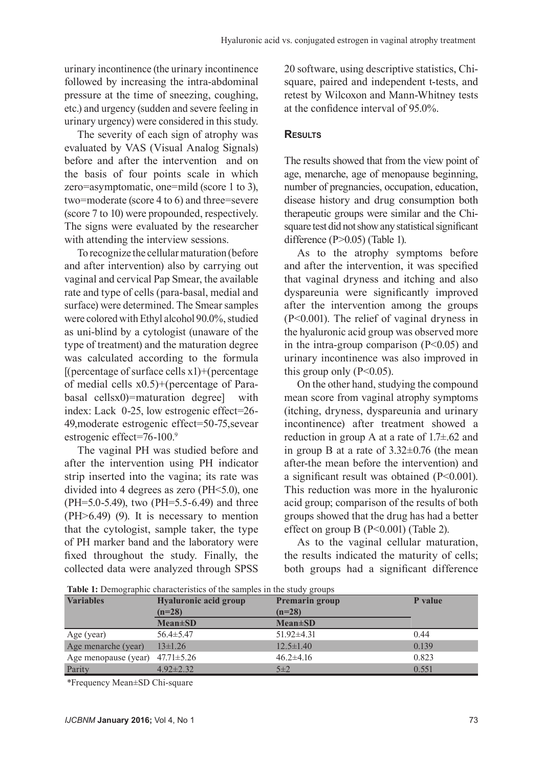urinary incontinence (the urinary incontinence followed by increasing the intra-abdominal pressure at the time of sneezing, coughing, etc.) and urgency (sudden and severe feeling in urinary urgency) were considered in this study.

The severity of each sign of atrophy was evaluated by VAS (Visual Analog Signals) before and after the intervention and on the basis of four points scale in which zero=asymptomatic, one=mild (score 1 to 3), two=moderate (score 4 to 6) and three=severe (score 7 to 10) were propounded, respectively. The signs were evaluated by the researcher with attending the interview sessions.

To recognize the cellular maturation (before and after intervention) also by carrying out vaginal and cervical Pap Smear, the available rate and type of cells (para-basal, medial and surface) were determined. The Smear samples were colored with Ethyl alcohol 90.0%, studied as uni-blind by a cytologist (unaware of the type of treatment) and the maturation degree was calculated according to the formula [(percentage of surface cells x1)+(percentage of medial cells x0.5)+(percentage of Para-basal cellsx0)=maturation degree] with index: Lack 0-25, low estrogenic effect=26-49,moderate estrogenic effect=50-75,sevear estrogenic effect=76-100.[9]

The vaginal PH was studied before and after the intervention using PH indicator strip inserted into the vagina; its rate was divided into 4 degrees as zero (PH<5.0), one (PH=5.0-5.49), two (PH=5.5-6.49) and three (PH>6.49) (9). It is necessary to mention that the cytologist, sample taker, the type of PH marker band and the laboratory were fixed throughout the study. Finally, the collected data were analyzed through SPSS 20 software, using descriptive statistics, Chi-square, paired and independent t-tests, and retest by Wilcoxon and Mann-Whitney tests at the confidence interval of 95.0%.

## Results

The results showed that from the view point of age, menarche, age of menopause beginning, number of pregnancies, occupation, education, disease history and drug consumption both therapeutic groups were similar and the Chi-square test did not show any statistical significant difference (P>0.05) (Table 1).

As to the atrophy symptoms before and after the intervention, it was specified that vaginal dryness and itching and also dyspareunia were significantly improved after the intervention among the groups (P<0.001). The relief of vaginal dryness in the hyaluronic acid group was observed more in the intra-group comparison (P<0.05) and urinary incontinence was also improved in this group only (P<0.05).

On the other hand, studying the compound mean score from vaginal atrophy symptoms (itching, dryness, dyspareunia and urinary incontinence) after treatment showed a reduction in group A at a rate of 1.7±.62 and in group B at a rate of 3.32±0.76 (the mean after-the mean before the intervention) and a significant result was obtained (P<0.001). This reduction was more in the hyaluronic acid group; comparison of the results of both groups showed that the drug has had a better effect on group B (P<0.001) (Table 2).

As to the vaginal cellular maturation, the results indicated the maturity of cells; both groups had a significant difference

**Table 1:** Demographic characteristics of the samples in the study groups

| Variables | Hyaluronic acid group (n=28) | Premarin group (n=28) | P value |
|---|---|---|---|
| | Mean±SD | Mean±SD | |
| Age (year) | 56.4±5.47 | 51.92±4.31 | 0.44 |
| Age menarche (year) | 13±1.26 | 12.5±1.40 | 0.139 |
| Age menopause (year) | 47.71±5.26 | 46.2±4.16 | 0.823 |
| Parity | 4.92±2.32 | 5±2 | 0.551 |

*Frequency Mean±SD Chi-square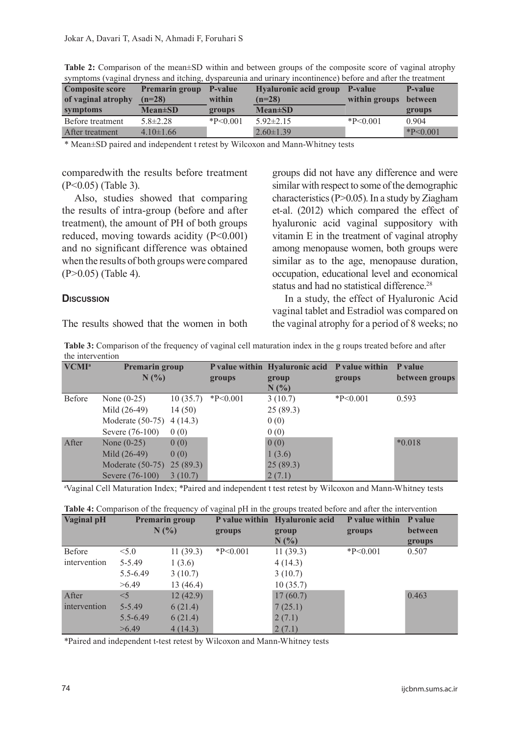**Table 2:** Comparison of the mean±SD within and between groups of the composite score of vaginal atrophy symptoms (vaginal dryness and itching, dyspareunia and urinary incontinence) before and after the treatment

| Composite score of vaginal atrophy symptoms | Premarin group (n=28) Mean±SD | P-value within groups | Hyaluronic acid group (n=28) Mean±SD | P-value within groups | P-value between groups |
|---|---|---|---|---|---|
| Before treatment | 5.8±2.28 | *P<0.001 | 5.92±2.15 | *P<0.001 | 0.904 |
| After treatment | 4.10±1.66 | | 2.60±1.39 | | *P<0.001 |

* Mean±SD paired and independent t retest by Wilcoxon and Mann-Whitney tests

comparedwith the results before treatment (P<0.05) (Table 3).

Also, studies showed that comparing the results of intra-group (before and after treatment), the amount of PH of both groups reduced, moving towards acidity (P<0.001) and no significant difference was obtained when the results of both groups were compared (P>0.05) (Table 4).

## Discussion

The results showed that the women in both groups did not have any difference and were similar with respect to some of the demographic characteristics (P>0.05). In a study by Ziagham et-al. (2012) which compared the effect of hyaluronic acid vaginal suppository with vitamin E in the treatment of vaginal atrophy among menopause women, both groups were similar as to the age, menopause duration, occupation, educational level and economical status and had no statistical difference.[28]

In a study, the effect of Hyaluronic Acid vaginal tablet and Estradiol was compared on the vaginal atrophy for a period of 8 weeks; no

**Table 3:** Comparison of the frequency of vaginal cell maturation index in the g roups treated before and after the intervention

| VCMI[a] | | Premarin group N (%) | P value within groups | Hyaluronic acid group N (%) | P value within groups | P value between groups |
|---|---|---|---|---|---|---|
| Before | None (0-25) | 10 (35.7) | *P<0.001 | 3 (10.7) | *P<0.001 | 0.593 |
| | Mild (26-49) | 14 (50) | | 25 (89.3) | | |
| | Moderate (50-75) | 4 (14.3) | | 0 (0) | | |
| | Severe (76-100) | 0 (0) | | 0 (0) | | |
| After | None (0-25) | 0 (0) | | 0 (0) | | *0.018 |
| | Mild (26-49) | 0 (0) | | 1 (3.6) | | |
| | Moderate (50-75) | 25 (89.3) | | 25 (89.3) | | |
| | Severe (76-100) | 3 (10.7) | | 2 (7.1) | | |

[a]Vaginal Cell Maturation Index; *Paired and independent t test retest by Wilcoxon and Mann-Whitney tests

**Table 4:** Comparison of the frequency of vaginal pH in the groups treated before and after the intervention

| Vaginal pH | | Premarin group N (%) | P value within groups | Hyaluronic acid group N (%) | P value within groups | P value between groups |
|---|---|---|---|---|---|---|
| Before intervention | <5.0 | 11 (39.3) | *P<0.001 | 11 (39.3) | *P<0.001 | 0.507 |
| | 5-5.49 | 1 (3.6) | | 4 (14.3) | | |
| | 5.5-6.49 | 3 (10.7) | | 3 (10.7) | | |
| | >6.49 | 13 (46.4) | | 10 (35.7) | | |
| After intervention | <5 | 12 (42.9) | | 17 (60.7) | | 0.463 |
| | 5-5.49 | 6 (21.4) | | 7 (25.1) | | |
| | 5.5-6.49 | 6 (21.4) | | 2 (7.1) | | |
| | >6.49 | 4 (14.3) | | 2 (7.1) | | |

*Paired and independent t-test retest by Wilcoxon and Mann-Whitney tests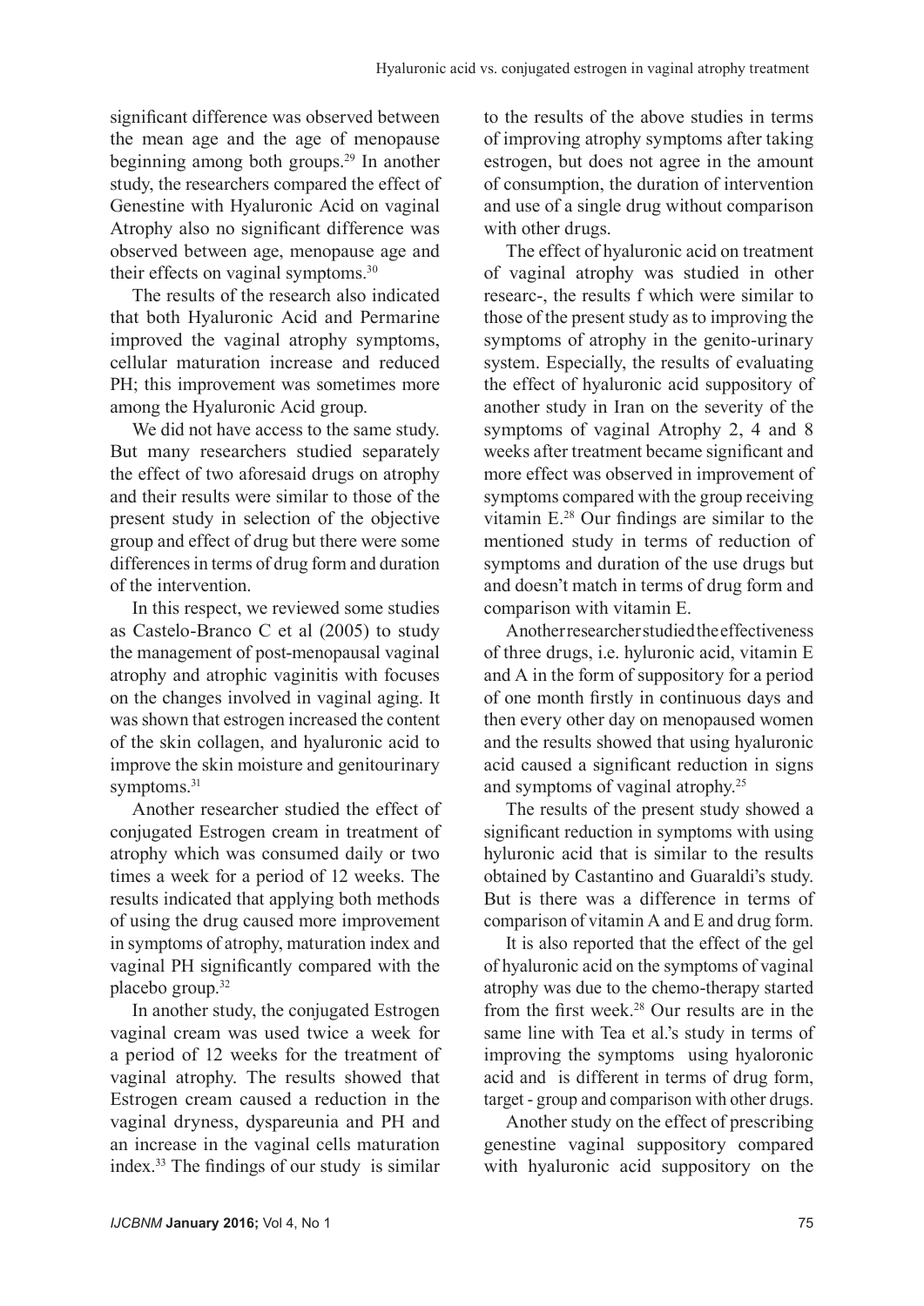significant difference was observed between the mean age and the age of menopause beginning among both groups.[29] In another study, the researchers compared the effect of Genestine with Hyaluronic Acid on vaginal Atrophy also no significant difference was observed between age, menopause age and their effects on vaginal symptoms.[30]

The results of the research also indicated that both Hyaluronic Acid and Permarine improved the vaginal atrophy symptoms, cellular maturation increase and reduced PH; this improvement was sometimes more among the Hyaluronic Acid group.

We did not have access to the same study. But many researchers studied separately the effect of two aforesaid drugs on atrophy and their results were similar to those of the present study in selection of the objective group and effect of drug but there were some differences in terms of drug form and duration of the intervention.

In this respect, we reviewed some studies as Castelo-Branco C et al (2005) to study the management of post-menopausal vaginal atrophy and atrophic vaginitis with focuses on the changes involved in vaginal aging. It was shown that estrogen increased the content of the skin collagen, and hyaluronic acid to improve the skin moisture and genitourinary symptoms.[31]

Another researcher studied the effect of conjugated Estrogen cream in treatment of atrophy which was consumed daily or two times a week for a period of 12 weeks. The results indicated that applying both methods of using the drug caused more improvement in symptoms of atrophy, maturation index and vaginal PH significantly compared with the placebo group.[32]

In another study, the conjugated Estrogen vaginal cream was used twice a week for a period of 12 weeks for the treatment of vaginal atrophy. The results showed that Estrogen cream caused a reduction in the vaginal dryness, dyspareunia and PH and an increase in the vaginal cells maturation index.[33] The findings of our study is similar to the results of the above studies in terms of improving atrophy symptoms after taking estrogen, but does not agree in the amount of consumption, the duration of intervention and use of a single drug without comparison with other drugs.

The effect of hyaluronic acid on treatment of vaginal atrophy was studied in other researc-, the results f which were similar to those of the present study as to improving the symptoms of atrophy in the genito-urinary system. Especially, the results of evaluating the effect of hyaluronic acid suppository of another study in Iran on the severity of the symptoms of vaginal Atrophy 2, 4 and 8 weeks after treatment became significant and more effect was observed in improvement of symptoms compared with the group receiving vitamin E.[28] Our findings are similar to the mentioned study in terms of reduction of symptoms and duration of the use drugs but and doesn't match in terms of drug form and comparison with vitamin E.

Another researcher studied the effectiveness of three drugs, i.e. hyluronic acid, vitamin E and A in the form of suppository for a period of one month firstly in continuous days and then every other day on menopaused women and the results showed that using hyaluronic acid caused a significant reduction in signs and symptoms of vaginal atrophy.[25]

The results of the present study showed a significant reduction in symptoms with using hyluronic acid that is similar to the results obtained by Castantino and Guaraldi's study. But is there was a difference in terms of comparison of vitamin A and E and drug form.

It is also reported that the effect of the gel of hyaluronic acid on the symptoms of vaginal atrophy was due to the chemo-therapy started from the first week.[28] Our results are in the same line with Tea et al.'s study in terms of improving the symptoms using hyaloronic acid and is different in terms of drug form, target - group and comparison with other drugs.

Another study on the effect of prescribing genestine vaginal suppository compared with hyaluronic acid suppository on the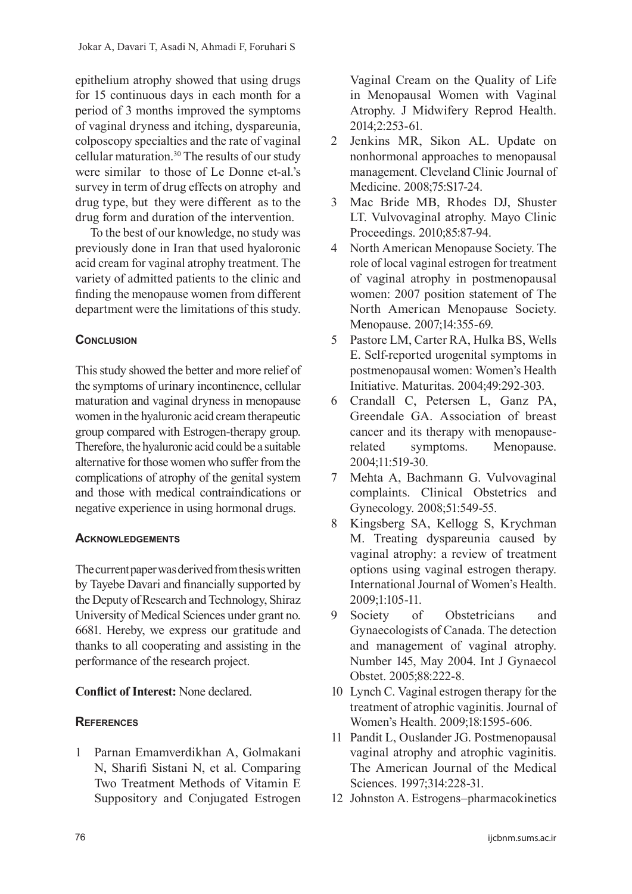epithelium atrophy showed that using drugs for 15 continuous days in each month for a period of 3 months improved the symptoms of vaginal dryness and itching, dyspareunia, colposcopy specialties and the rate of vaginal cellular maturation.[30] The results of our study were similar to those of Le Donne et-al.'s survey in term of drug effects on atrophy and drug type, but they were different as to the drug form and duration of the intervention.

To the best of our knowledge, no study was previously done in Iran that used hyaloronic acid cream for vaginal atrophy treatment. The variety of admitted patients to the clinic and finding the menopause women from different department were the limitations of this study.

## Conclusion

This study showed the better and more relief of the symptoms of urinary incontinence, cellular maturation and vaginal dryness in menopause women in the hyaluronic acid cream therapeutic group compared with Estrogen-therapy group. Therefore, the hyaluronic acid could be a suitable alternative for those women who suffer from the complications of atrophy of the genital system and those with medical contraindications or negative experience in using hormonal drugs.

## Acknowledgements

The current paper was derived from thesis written by Tayebe Davari and financially supported by the Deputy of Research and Technology, Shiraz University of Medical Sciences under grant no. 6681. Hereby, we express our gratitude and thanks to all cooperating and assisting in the performance of the research project.

**Conflict of Interest:** None declared.

## References

1. Parnan Emamverdikhan A, Golmakani N, Sharifi Sistani N, et al. Comparing Two Treatment Methods of Vitamin E Suppository and Conjugated Estrogen Vaginal Cream on the Quality of Life in Menopausal Women with Vaginal Atrophy. J Midwifery Reprod Health. 2014;2:253-61.
2. Jenkins MR, Sikon AL. Update on nonhormonal approaches to menopausal management. Cleveland Clinic Journal of Medicine. 2008;75:S17-24.
3. Mac Bride MB, Rhodes DJ, Shuster LT. Vulvovaginal atrophy. Mayo Clinic Proceedings. 2010;85:87-94.
4. North American Menopause Society. The role of local vaginal estrogen for treatment of vaginal atrophy in postmenopausal women: 2007 position statement of The North American Menopause Society. Menopause. 2007;14:355-69.
5. Pastore LM, Carter RA, Hulka BS, Wells E. Self-reported urogenital symptoms in postmenopausal women: Women's Health Initiative. Maturitas. 2004;49:292-303.
6. Crandall C, Petersen L, Ganz PA, Greendale GA. Association of breast cancer and its therapy with menopause-related symptoms. Menopause. 2004;11:519-30.
7. Mehta A, Bachmann G. Vulvovaginal complaints. Clinical Obstetrics and Gynecology. 2008;51:549-55.
8. Kingsberg SA, Kellogg S, Krychman M. Treating dyspareunia caused by vaginal atrophy: a review of treatment options using vaginal estrogen therapy. International Journal of Women's Health. 2009;1:105-11.
9. Society of Obstetricians and Gynaecologists of Canada. The detection and management of vaginal atrophy. Number 145, May 2004. Int J Gynaecol Obstet. 2005;88:222-8.
10. Lynch C. Vaginal estrogen therapy for the treatment of atrophic vaginitis. Journal of Women's Health. 2009;18:1595-606.
11. Pandit L, Ouslander JG. Postmenopausal vaginal atrophy and atrophic vaginitis. The American Journal of the Medical Sciences. 1997;314:228-31.
12. Johnston A. Estrogens–pharmacokinetics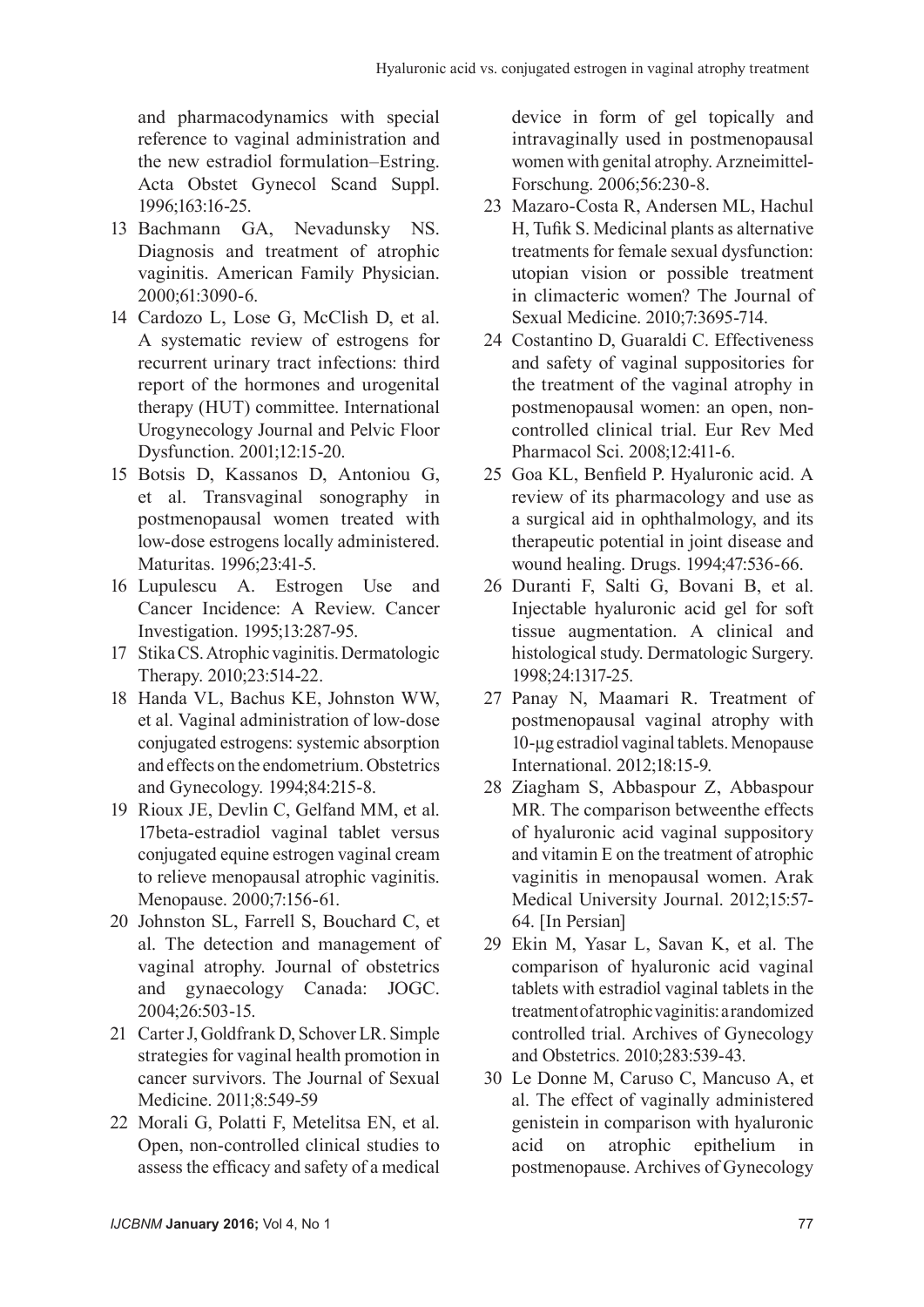and pharmacodynamics with special reference to vaginal administration and the new estradiol formulation–Estring. Acta Obstet Gynecol Scand Suppl. 1996;163:16-25.

13 Bachmann GA, Nevadunsky NS. Diagnosis and treatment of atrophic vaginitis. American Family Physician. 2000;61:3090-6.

14 Cardozo L, Lose G, McClish D, et al. A systematic review of estrogens for recurrent urinary tract infections: third report of the hormones and urogenital therapy (HUT) committee. International Urogynecology Journal and Pelvic Floor Dysfunction. 2001;12:15-20.

15 Botsis D, Kassanos D, Antoniou G, et al. Transvaginal sonography in postmenopausal women treated with low-dose estrogens locally administered. Maturitas. 1996;23:41-5.

16 Lupulescu A. Estrogen Use and Cancer Incidence: A Review. Cancer Investigation. 1995;13:287-95.

17 Stika CS. Atrophic vaginitis. Dermatologic Therapy. 2010;23:514-22.

18 Handa VL, Bachus KE, Johnston WW, et al. Vaginal administration of low-dose conjugated estrogens: systemic absorption and effects on the endometrium. Obstetrics and Gynecology. 1994;84:215-8.

19 Rioux JE, Devlin C, Gelfand MM, et al. 17beta-estradiol vaginal tablet versus conjugated equine estrogen vaginal cream to relieve menopausal atrophic vaginitis. Menopause. 2000;7:156-61.

20 Johnston SL, Farrell S, Bouchard C, et al. The detection and management of vaginal atrophy. Journal of obstetrics and gynaecology Canada: JOGC. 2004;26:503-15.

21 Carter J, Goldfrank D, Schover LR. Simple strategies for vaginal health promotion in cancer survivors. The Journal of Sexual Medicine. 2011;8:549-59

22 Morali G, Polatti F, Metelitsa EN, et al. Open, non-controlled clinical studies to assess the efficacy and safety of a medical device in form of gel topically and intravaginally used in postmenopausal women with genital atrophy. Arzneimittel-Forschung. 2006;56:230-8.

23 Mazaro-Costa R, Andersen ML, Hachul H, Tufik S. Medicinal plants as alternative treatments for female sexual dysfunction: utopian vision or possible treatment in climacteric women? The Journal of Sexual Medicine. 2010;7:3695-714.

24 Costantino D, Guaraldi C. Effectiveness and safety of vaginal suppositories for the treatment of the vaginal atrophy in postmenopausal women: an open, non-controlled clinical trial. Eur Rev Med Pharmacol Sci. 2008;12:411-6.

25 Goa KL, Benfield P. Hyaluronic acid. A review of its pharmacology and use as a surgical aid in ophthalmology, and its therapeutic potential in joint disease and wound healing. Drugs. 1994;47:536-66.

26 Duranti F, Salti G, Bovani B, et al. Injectable hyaluronic acid gel for soft tissue augmentation. A clinical and histological study. Dermatologic Surgery. 1998;24:1317-25.

27 Panay N, Maamari R. Treatment of postmenopausal vaginal atrophy with 10-µg estradiol vaginal tablets. Menopause International. 2012;18:15-9.

28 Ziagham S, Abbaspour Z, Abbaspour MR. The comparison betweenthe effects of hyaluronic acid vaginal suppository and vitamin E on the treatment of atrophic vaginitis in menopausal women. Arak Medical University Journal. 2012;15:57-64. [In Persian]

29 Ekin M, Yasar L, Savan K, et al. The comparison of hyaluronic acid vaginal tablets with estradiol vaginal tablets in the treatment of atrophic vaginitis: a randomized controlled trial. Archives of Gynecology and Obstetrics. 2010;283:539-43.

30 Le Donne M, Caruso C, Mancuso A, et al. The effect of vaginally administered genistein in comparison with hyaluronic acid on atrophic epithelium in postmenopause. Archives of Gynecology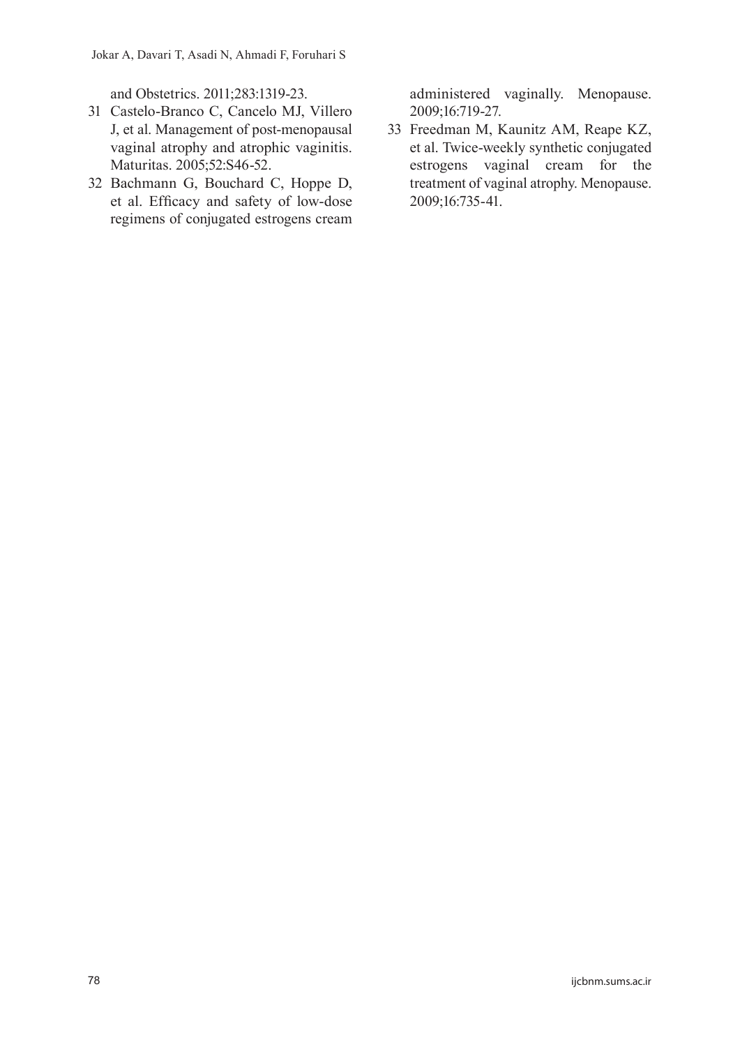and Obstetrics. 2011;283:1319-23.

31 Castelo-Branco C, Cancelo MJ, Villero J, et al. Management of post-menopausal vaginal atrophy and atrophic vaginitis. Maturitas. 2005;52:S46-52.

32 Bachmann G, Bouchard C, Hoppe D, et al. Efficacy and safety of low-dose regimens of conjugated estrogens cream administered vaginally. Menopause. 2009;16:719-27.

33 Freedman M, Kaunitz AM, Reape KZ, et al. Twice-weekly synthetic conjugated estrogens vaginal cream for the treatment of vaginal atrophy. Menopause. 2009;16:735-41.